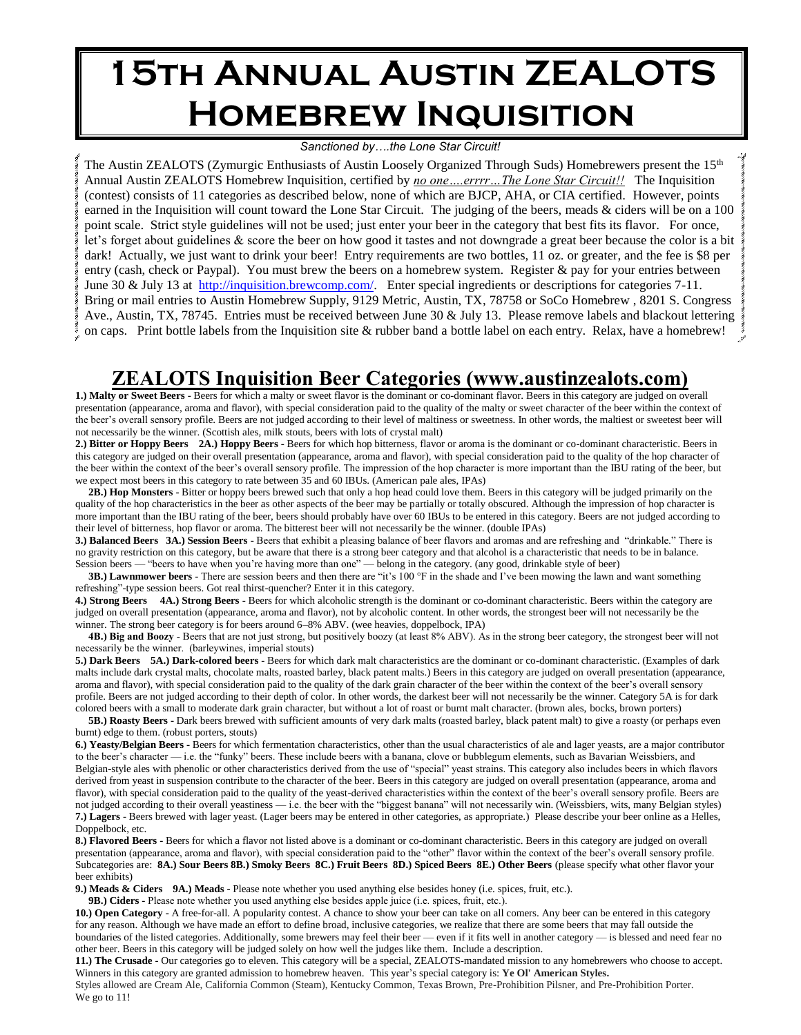# 15th Annual Austin ZEALOTS Homebrew Inquisition

*Sanctioned by….the Lone Star Circuit!*

The Austin ZEALOTS (Zymurgic Enthusiasts of Austin Loosely Organized Through Suds) Homebrewers present the 15th Annual Austin ZEALOTS Homebrew Inquisition, certified by *no one….errrr…The Lone Star Circuit!!* The Inquisition (contest) consists of 11 categories as described below, none of which are BJCP, AHA, or CIA certified. However, points earned in the Inquisition will count toward the Lone Star Circuit. The judging of the beers, meads & ciders will be on a 100 point scale. Strict style guidelines will not be used; just enter your beer in the category that best fits its flavor. For once, let's forget about guidelines & score the beer on how good it tastes and not downgrade a great beer because the color is a bit dark! Actually, we just want to drink your beer! Entry requirements are two bottles, 11 oz. or greater, and the fee is $8 per entry (cash, check or Paypal). You must brew the beers on a homebrew system. Register & pay for your entries between June 30 & July 13 at http://inquisition.brewcomp.com/. Enter special ingredients or descriptions for categories 7-11. Bring or mail entries to Austin Homebrew Supply, 9129 Metric, Austin, TX, 78758 or SoCo Homebrew , 8201 S. Congress Ave., Austin, TX, 78745. Entries must be received between June 30 & July 13. Please remove labels and blackout lettering on caps. Print bottle labels from the Inquisition site & rubber band a bottle label on each entry. Relax, have a homebrew!

## ZEALOTS Inquisition Beer Categories (www.austinzealots.com)

**1.) Malty or Sweet Beers** - Beers for which a malty or sweet flavor is the dominant or co-dominant flavor. Beers in this category are judged on overall presentation (appearance, aroma and flavor), with special consideration paid to the quality of the malty or sweet character of the beer within the context of the beer's overall sensory profile. Beers are not judged according to their level of maltiness or sweetness. In other words, the maltiest or sweetest beer will not necessarily be the winner. (Scottish ales, milk stouts, beers with lots of crystal malt)

**2.) Bitter or Hoppy Beers 2A.) Hoppy Beers** - Beers for which hop bitterness, flavor or aroma is the dominant or co-dominant characteristic. Beers in this category are judged on their overall presentation (appearance, aroma and flavor), with special consideration paid to the quality of the hop character of the beer within the context of the beer's overall sensory profile. The impression of the hop character is more important than the IBU rating of the beer, but we expect most beers in this category to rate between 35 and 60 IBUs. (American pale ales, IPAs)

**2B.) Hop Monsters** - Bitter or hoppy beers brewed such that only a hop head could love them. Beers in this category will be judged primarily on the quality of the hop characteristics in the beer as other aspects of the beer may be partially or totally obscured. Although the impression of hop character is more important than the IBU rating of the beer, beers should probably have over 60 IBUs to be entered in this category. Beers are not judged according to their level of bitterness, hop flavor or aroma. The bitterest beer will not necessarily be the winner. (double IPAs)

**3.) Balanced Beers 3A.) Session Beers** - Beers that exhibit a pleasing balance of beer flavors and aromas and are refreshing and "drinkable." There is no gravity restriction on this category, but be aware that there is a strong beer category and that alcohol is a characteristic that needs to be in balance. Session beers — "beers to have when you're having more than one" — belong in the category. (any good, drinkable style of beer)

**3B.) Lawnmower beers** - There are session beers and then there are "it's 100 °F in the shade and I've been mowing the lawn and want something refreshing"-type session beers. Got real thirst-quencher? Enter it in this category.

**4.) Strong Beers 4A.) Strong Beers** - Beers for which alcoholic strength is the dominant or co-dominant characteristic. Beers within the category are judged on overall presentation (appearance, aroma and flavor), not by alcoholic content. In other words, the strongest beer will not necessarily be the winner. The strong beer category is for beers around 6–8% ABV. (wee heavies, doppelbock, IPA)

**4B.) Big and Boozy** - Beers that are not just strong, but positively boozy (at least 8% ABV). As in the strong beer category, the strongest beer will not necessarily be the winner. (barleywines, imperial stouts)

**5.) Dark Beers 5A.) Dark-colored beers** - Beers for which dark malt characteristics are the dominant or co-dominant characteristic. (Examples of dark malts include dark crystal malts, chocolate malts, roasted barley, black patent malts.) Beers in this category are judged on overall presentation (appearance, aroma and flavor), with special consideration paid to the quality of the dark grain character of the beer within the context of the beer's overall sensory profile. Beers are not judged according to their depth of color. In other words, the darkest beer will not necessarily be the winner. Category 5A is for dark colored beers with a small to moderate dark grain character, but without a lot of roast or burnt malt character. (brown ales, bocks, brown porters)

**5B.) Roasty Beers** - Dark beers brewed with sufficient amounts of very dark malts (roasted barley, black patent malt) to give a roasty (or perhaps even burnt) edge to them. (robust porters, stouts)

**6.) Yeasty/Belgian Beers** - Beers for which fermentation characteristics, other than the usual characteristics of ale and lager yeasts, are a major contributor to the beer's character — i.e. the "funky" beers. These include beers with a banana, clove or bubblegum elements, such as Bavarian Weissbiers, and Belgian-style ales with phenolic or other characteristics derived from the use of "special" yeast strains. This category also includes beers in which flavors derived from yeast in suspension contribute to the character of the beer. Beers in this category are judged on overall presentation (appearance, aroma and flavor), with special consideration paid to the quality of the yeast-derived characteristics within the context of the beer's overall sensory profile. Beers are not judged according to their overall yeastiness — i.e. the beer with the "biggest banana" will not necessarily win. (Weissbiers, wits, many Belgian styles)

**7.) Lagers** - Beers brewed with lager yeast. (Lager beers may be entered in other categories, as appropriate.) Please describe your beer online as a Helles, Doppelbock, etc.

**8.) Flavored Beers** - Beers for which a flavor not listed above is a dominant or co-dominant characteristic. Beers in this category are judged on overall presentation (appearance, aroma and flavor), with special consideration paid to the quality of the "other" flavor within the context of the beer's overall sensory profile. Subcategories are: **8A.) Sour Beers 8B.) Smoky Beers 8C.) Fruit Beers 8D.) Spiced Beers 8E.) Other Beers** (please specify what other flavor your beer exhibits)

**9.) Meads & Ciders 9A.) Meads** - Please note whether you used anything else besides honey (i.e. spices, fruit, etc.).

**9B.) Ciders** - Please note whether you used anything else besides apple juice (i.e. spices, fruit, etc.).

**10.) Open Category** - A free-for-all. A popularity contest. A chance to show your beer can take on all comers. Any beer can be entered in this category for any reason. Although we have made an effort to define broad, inclusive categories, we realize that there are some beers that may fall outside the boundaries of the listed categories. Additionally, some brewers may feel their beer — even if it fits well in another category — is blessed and need fear no other beer. Beers in this category will be judged solely on how well the judges like them. Include a description.

**11.) The Crusade** - Our categories go to eleven. This category will be a special, ZEALOTS-mandated mission to any homebrewers who choose to accept. Winners in this category are granted admission to homebrew heaven. This year's special category is: **Ye Ol' American Styles.**

Styles allowed are Cream Ale, California Common (Steam), Kentucky Common, Texas Brown, Pre-Prohibition Pilsner, and Pre-Prohibition Porter.

We go to 11!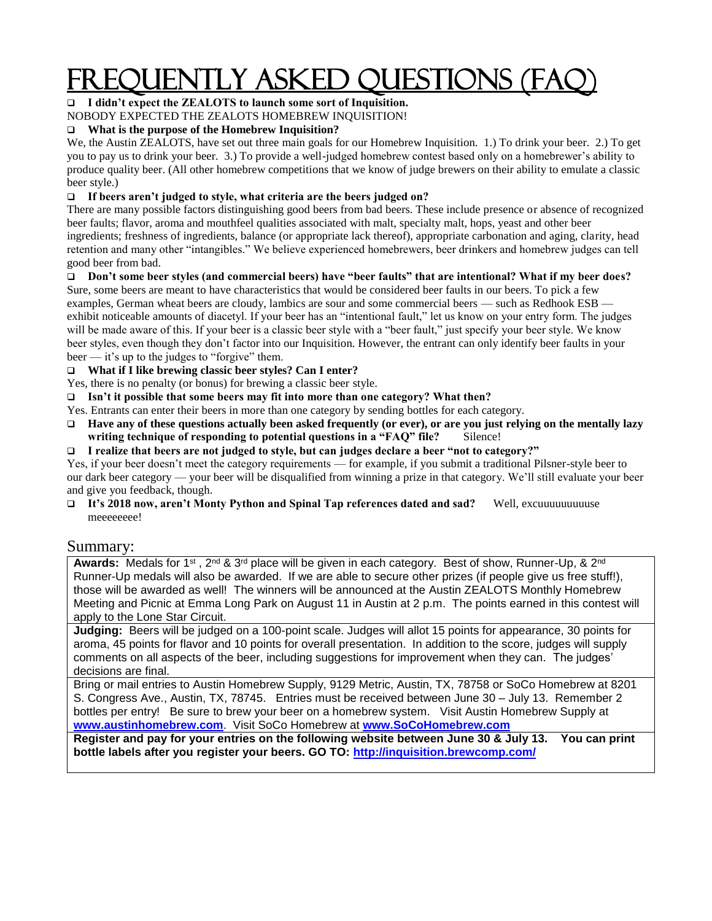# Frequently Asked Questions (FAQ)

- **I didn't expect the ZEALOTS to launch some sort of Inquisition.**

NOBODY EXPECTED THE ZEALOTS HOMEBREW INQUISITION!

- **What is the purpose of the Homebrew Inquisition?**

We, the Austin ZEALOTS, have set out three main goals for our Homebrew Inquisition. 1.) To drink your beer. 2.) To get you to pay us to drink your beer. 3.) To provide a well-judged homebrew contest based only on a homebrewer's ability to produce quality beer. (All other homebrew competitions that we know of judge brewers on their ability to emulate a classic beer style.)

- **If beers aren't judged to style, what criteria are the beers judged on?**

There are many possible factors distinguishing good beers from bad beers. These include presence or absence of recognized beer faults; flavor, aroma and mouthfeel qualities associated with malt, specialty malt, hops, yeast and other beer ingredients; freshness of ingredients, balance (or appropriate lack thereof), appropriate carbonation and aging, clarity, head retention and many other "intangibles." We believe experienced homebrewers, beer drinkers and homebrew judges can tell good beer from bad.

- **Don't some beer styles (and commercial beers) have "beer faults" that are intentional? What if my beer does?**

Sure, some beers are meant to have characteristics that would be considered beer faults in our beers. To pick a few examples, German wheat beers are cloudy, lambics are sour and some commercial beers — such as Redhook ESB — exhibit noticeable amounts of diacetyl. If your beer has an "intentional fault," let us know on your entry form. The judges will be made aware of this. If your beer is a classic beer style with a "beer fault," just specify your beer style. We know beer styles, even though they don't factor into our Inquisition. However, the entrant can only identify beer faults in your beer — it's up to the judges to "forgive" them.

- **What if I like brewing classic beer styles? Can I enter?**

Yes, there is no penalty (or bonus) for brewing a classic beer style.

- **Isn't it possible that some beers may fit into more than one category? What then?**

Yes. Entrants can enter their beers in more than one category by sending bottles for each category.

- **Have any of these questions actually been asked frequently (or ever), or are you just relying on the mentally lazy writing technique of responding to potential questions in a "FAQ" file?** Silence!

- **I realize that beers are not judged to style, but can judges declare a beer "not to category?"**

Yes, if your beer doesn't meet the category requirements — for example, if you submit a traditional Pilsner-style beer to our dark beer category — your beer will be disqualified from winning a prize in that category. We'll still evaluate your beer and give you feedback, though.

- **It's 2018 now, aren't Monty Python and Spinal Tap references dated and sad?** Well, excuuuuuuuuuse meeeeeeee!

## Summary:

**Awards:** Medals for 1st , 2nd & 3rd place will be given in each category. Best of show, Runner-Up, & 2nd Runner-Up medals will also be awarded. If we are able to secure other prizes (if people give us free stuff!), those will be awarded as well! The winners will be announced at the Austin ZEALOTS Monthly Homebrew Meeting and Picnic at Emma Long Park on August 11 in Austin at 2 p.m. The points earned in this contest will apply to the Lone Star Circuit.

**Judging:** Beers will be judged on a 100-point scale. Judges will allot 15 points for appearance, 30 points for aroma, 45 points for flavor and 10 points for overall presentation. In addition to the score, judges will supply comments on all aspects of the beer, including suggestions for improvement when they can. The judges' decisions are final.

Bring or mail entries to Austin Homebrew Supply, 9129 Metric, Austin, TX, 78758 or SoCo Homebrew at 8201 S. Congress Ave., Austin, TX, 78745. Entries must be received between June 30 – July 13. Remember 2 bottles per entry! Be sure to brew your beer on a homebrew system. Visit Austin Homebrew Supply at **www.austinhomebrew.com**. Visit SoCo Homebrew at **www.SoCoHomebrew.com**

**Register and pay for your entries on the following website between June 30 & July 13. You can print bottle labels after you register your beers. GO TO: http://inquisition.brewcomp.com/**